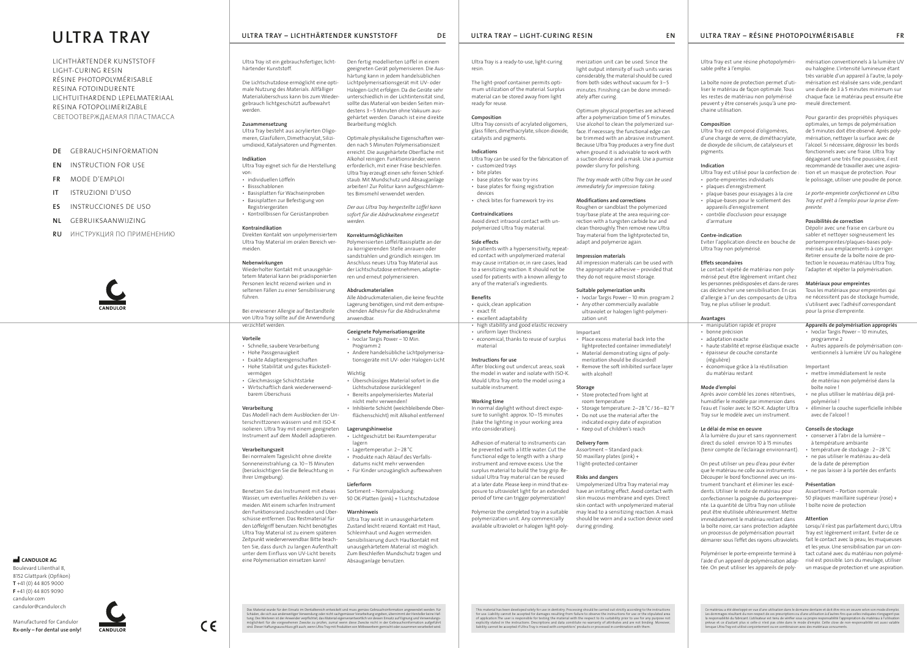# ULTRA TRAY

LICHTHÄRTENDER KUNSTSTOFF
LIGHT-CURING RESIN
RÉSINE PHOTOPOLYMÉRISABLE
RESINA FOTOINDURENTE
LICHTUITHARDEND LEPELMATERIAAL
RESINA FOTOPOLIMERIZABLE
СВЕТООТВЕРЖДАЕМАЯ ПЛАСТМАССА

- **DE** GEBRAUCHSINFORMATION
- **EN** INSTRUCTION FOR USE
- **FR** MODE D'EMPLOI
- **IT** ISTRUZIONI D'USO
- **ES** INSTRUCCIONES DE USO
- **NL** GEBRUIKSAANWIJZING
- **RU** ИНСТРУКЦИЯ ПО ПРИМЕНЕНИЮ

CANDULOR

**CANDULOR AG**
Boulevard Lilienthal 8,
8152 Glattpark (Opfikon)
**T** +41 (0) 44 805 9000
**F** +41 (0) 44 805 9090
candulor.com
candulor@candulor.ch

Manufactured for Candulor
**Rx-only – For dental use only!**

CE

## ULTRA TRAY – LICHTHÄRTENDER KUNSTSTOFF — DE

Ultra Tray ist ein gebrauchsfertiger, lichthärtender Kunststoff.

Die Lichtschutzdose ermöglicht eine optimale Nutzung des Materials. Allfälliger Materialüberschuss kann bis zum Wiedergebrauch lichtgeschützt aufbewahrt werden.

### Zusammensetzung
Ultra Tray besteht aus acrylierten Oligomeren, Glasfüllern, Dimethacrylat, Siliziumdioxid, Katalysatoren und Pigmenten.

### Indikation
Ultra Tray eignet sich für die Herstellung von:
- individuellen Löffeln
- Bissschablonen
- Basisplatten für Wachseinproben
- Basisplatten zur Befestigung von Registriergeräten
- Kontrollbissen für Gerüstanproben

### Kontraindikation
Direkten Kontakt von unpolymerisiertem Ultra Tray Material im oralen Bereich vermeiden.

### Nebenwirkungen
Wiederholter Kontakt mit unausgehärtetem Material kann bei prädisponierten Personen leicht reizend wirken und in seltenen Fällen zu einer Sensibilisierung führen.

Bei erwiesener Allergie auf Bestandteile von Ultra Tray sollte auf die Anwendung verzichtet werden.

### Vorteile
- Schnelle, saubere Verarbeitung
- Hohe Passgenauigkeit
- Exakte Adaptiereigenschaften
- Hohe Stabilität und gutes Rückstellvermögen
- Gleichmässige Schichtstärke
- Wirtschaftlich dank wiederverwendbarem Überschuss

### Verarbeitung
Das Modell nach dem Ausblocken der Unterschnittzonen wässern und mit ISO-K isolieren. Ultra Tray mit einem geeigneten Instrument auf dem Modell adaptieren.

### Verarbeitungszeit
Bei normalem Tageslicht ohne direkte Sonneneinstrahlung: ca. 10–15 Minuten (berücksichtigen Sie die Beleuchtung in Ihrer Umgebung).

Benetzen Sie das Instrument mit etwas Wasser, um eventuelles Ankleben zu vermeiden. Mit einem scharfen Instrument den Funktionsrand zuschneiden und Überschüsse entfernen. Das Restmaterial für den Löffelgriff benutzen. Nicht benötigtes Ultra Tray Material ist zu einem späteren Zeitpunkt wiederverwendbar. Bitte beachten Sie, dass durch zu langen Aufenthalt unter dem Einfluss von UV-Licht bereits eine Polymerisation einsetzen kann!

Den fertig modellierten Löffel in einem geeigneten Gerät polymerisieren. Die Aushärtung kann in jedem handelsüblichen Lichtpolymerisationsgerät mit UV- oder Halogen-Licht erfolgen. Da die Geräte sehr unterschiedlich in der Lichtintensität sind, sollte das Material von beiden Seiten mindestens 3–5 Minuten ohne Vakuum ausgehärtet werden. Danach ist eine direkte Bearbeitung möglich.

Optimale physikalische Eigenschaften werden nach 5 Minuten Polymerisationszeit erreicht. Die ausgehärtete Oberfläche mit Alkohol reinigen. Funktionsränder, wenn erforderlich, mit einer Fräse beschleifen. Ultra Tray erzeugt einen sehr feinen Schleifstaub. Mit Mundschutz und Absauganlage arbeiten! Zur Politur kann aufgeschlämmtes Bimsmehl verwendet werden.

*Der aus Ultra Tray hergestellte Löffel kann sofort für die Abdrucknahme eingesetzt werden.*

### Korrekturmöglichkeiten
Polymerisierten Löffel/Basisplatte an der zu korrigierenden Stelle anrauen oder sandstrahlen und gründlich reinigen. Im Anschluss neues Ultra Tray Material aus der Lichtschutzdose entnehmen, adaptieren und erneut polymerisieren.

### Abdruckmaterialien
Alle Abdruckmaterialien, die keine feuchte Lagerung benötigen, sind mit dem entsprechenden Adhesiv für die Abdrucknahme anwendbar.

### Geeignete Polymerisationsgeräte
- Ivoclar Targis Power – 10 Min. Programm 2
- Andere handelsübliche Lichtpolymerisationsgeräte mit UV- oder Halogen-Licht

### Wichtig
- Überschüssiges Material sofort in die Lichtschutzdose zurücklegen!
- Bereits anpolymerisiertes Material nicht mehr verwenden!
- Inhibierte Schicht (weichbleibende Oberflächenschicht) mit Alkohol entfernen!

### Lagerungshinweise
- Lichtgeschützt bei Raumtemperatur lagern
- Lagertemperatur: 2–28 °C
- Produkte nach Ablauf des Verfallsdatums nicht mehr verwenden
- Für Kinder unzugänglich aufbewahren

### Lieferform
Sortiment – Normalpackung:
50 OK-Platten (pink) + 1 Lichtschutzdose

### Warnhinweis
Ultra Tray wirkt in unausgehärtetem Zustand leicht reizend. Kontakt mit Haut, Schleimhaut und Augen vermeiden. Sensibilisierung durch Hautkontakt mit unausgehärtetem Material ist möglich. Zum Beschleifen Mundschutz tragen und Absauganlage benutzen.

Das Material wurde für den Einsatz im Dentalbereich entwickelt und muss gemäss Gebrauchsinformation angewendet werden. Für Schäden, die sich aus anderweitiger Verwendung oder nicht sachgemässer Verarbeitung ergeben, übernimmt der Hersteller keine Haftung. Des Weiteren ist der Anwender verpflichtet, das Material eigenverantwortlich vor dessen Einsatz auf Eignung und Verwendungsmöglichkeit für die vorgesehenen Zwecke zu prüfen, zumal wenn diese Zwecke nicht in der Gebrauchsinformation aufgeführt sind. Dieser Haftungsausschluss gilt auch, wenn Ultra Tray mit Produkten von Mitbewerbern gemischt oder zusammen verarbeitet wird.

## ULTRA TRAY – LIGHT-CURING RESIN — EN

Ultra Tray is a ready-to-use, light-curing resin.

The light-proof container permits optimum utilization of the material. Surplus material can be stored away from light ready for reuse.

### Composition
Ultra Tray consists of acrylated oligomers, glass fillers, dimethacrylate, silicon dioxide, catalysts and pigments.

### Indications
Ultra Tray can be used for the fabrication of:
- customized trays
- bite plates
- base plates for wax try-ins
- base plates for fixing registration devices
- check bites for framework try-ins

### Contraindications
Avoid direct intraoral contact with unpolymerized Ultra Tray material.

### Side effects
In patients with a hypersensitivity, repeated contact with unpolymerized material may cause irritation or, in rare cases, lead to a sensitizing reaction. It should not be used for patients with a known allergy to any of the material's ingredients.

### Benefits
- quick, clean application
- exact fit
- excellent adaptability
- high stability and good elastic recovery
- uniform layer thickness
- economical, thanks to reuse of surplus material

### Instructions for use
After blocking out undercut areas, soak the model in water and isolate with ISO-K. Mould Ultra Tray onto the model using a suitable instrument.

### Working time
In normal daylight without direct exposure to sunlight: approx. 10–15 minutes (take the lighting in your working area into consideration).

Adhesion of material to instruments can be prevented with a little water. Cut the functional edge to length with a sharp instrument and remove excess. Use the residual Ultra Tray material to build the tray grip. Residual Ultra Tray material can be reused at a later date. Please keep in mind that exposure to ultraviolet light for an extended period of time can trigger polymerization!

Polymerize the completed tray in a suitable polymerization unit. Any commercially available ultraviolet or halogen light-polymerization unit can be used. Since the light output intensity of such units varies considerably, the material should be cured from both sides without vacuum for 3–5 minutes. Finishing can be done immediately after curing.

Optimum physical properties are achieved after a polymerization time of 5 minutes. Use alcohol to clean the polymerized surface. If necessary, the functional edge can be trimmed with an abrasive instrument. Because Ultra Tray produces a very fine dust when ground it is advisable to work with a suction device and a mask. Use a pumice powder slurry for polishing.

*The tray made with Ultra Tray can be used immediately for impression taking.*

### Modifications and corrections
Roughen or sandblast the polymerized tray/base plate at the area requiring correction with a tungsten carbide bur and clean thoroughly. Then remove new Ultra Tray material from the lightprotected tin, adapt and polymerize again.

### Impression materials
All impression materials can be used with the appropriate adhesive – provided that they do not require moist storage.

### Suitable polymerization units
- Ivoclar Targis Power – 10 min. program 2
- Any other commercially available ultraviolet or halogen light-polymerization unit

### Important
- Place excess material back into the lightprotected container immediately!
- Material demonstrating signs of polymerization should be discarded!
- Remove the soft inhibited surface layer with alcohol!

### Storage
- Store protected from light at room temperature
- Storage temperature: 2–28 °C / 36–82 °F
- Do not use the material after the indicated expiry date of expiration
- Keep out of children's reach

### Delivery Form
Assortment – Standard pack:
50 maxillary plates (pink) +
1 light-protected container

### Risks and dangers
Unpolymerized Ultra Tray material may have an irritating effect. Avoid contact with skin mucous membrane and eyes. Direct skin contact with unpolymerized material may lead to a sensitizing reaction. A mask should be worn and a suction device used during grinding.

This material has been developed solely for use in dentistry. Processing should be carried out strictly according to the instructions for use. Liability cannot be accepted for damages resulting from failure to observe the instructions for use or the stipulated area of application. The user is responsible for testing the material with the respect to its suitability prior to use for any purpose not explicitly stated in the instructions. Descriptions and data constitute no warranty of attributes and are not binding. Moreover, liability cannot be accepted if Ultra Tray is mixed with competitors' products or processed in combination with them.

## ULTRA TRAY – RÉSINE PHOTOPOLYMÉRISABLE — FR

Ultra Tray est une résine photopolymérisable prête à l'emploi.

La boîte noire de protection permet d'utiliser le matériau de façon optimale. Tous les restes de matériau non polymérisé peuvent y être conservés jusqu'à une prochaine utilisation.

### Composition
Ultra Tray est composé d'oligomères, d'une charge de verre, de diméthacrylate, de dioxyde de silicium, de catalyseurs et pigments.

### Indication
Ultra Tray est utilisé pour la confection de :
- porte-empreintes individuels
- plaques d'enregistrement
- plaque-bases pour essayages à la cire
- plaque-bases pour le scellement des appareils d'enregistrement
- contrôle d'occlusion pour essayage d'armature

### Contre-indication
Eviter l'application directe en bouche de Ultra Tray non polymérisé.

### Effets secondaires
Le contact répété de matériau non polymérisé peut être légèrement irritant chez les personnes prédisposées et dans de rares cas déclencher une sensibilisation. En cas d'allergie à l'un des composants de Ultra Tray, ne plus utiliser le produit.

### Avantages
- manipulation rapide et propre
- bonne précision
- adaptation exacte
- haute stabilité et reprise élastique exacte
- épaisseur de couche constante (régulière)
- économique grâce à la réutilisation du matériau restant

### Mode d'emploi
Après avoir comblé les zones rétentives, humidifier le modèle par immersion dans l'eau et l'isoler avec le ISO-K. Adapter Ultra Tray sur le modèle avec un instrument.

### Le délai de mise en oeuvre
À la lumière du jour et sans rayonnement direct du soleil : environ 10 à 15 minutes (tenir compte de l'éclairage environnant).

On peut utiliser un peu d'eau pour éviter que le matériau ne colle aux instruments. Découper le bord fonctionnel avec un instrument tranchant et éliminer les excédents. Utiliser le reste de matériau pour confectionner la poignée du porteempreinte. La quantité de Ultra Tray non utilisée peut être réutilisée ultérieurement. Mettre immédiatement le matériau restant dans la boîte noire, car sans protection adaptée un processus de polymérisation pourrait démarrer sous l'effet des rayons ultraviolets.

Polymériser le porte-empreinte terminé à l'aide d'un appareil de polymérisation adaptée. On peut utiliser les appareils de polymérisation conventionnels à la lumière UV ou halogène. L'intensité lumineuse étant très variable d'un appareil à l'autre, la polymérisation est réalisée sans vide, pendant une durée de 3 à 5 minutes minimum sur chaque face. Le matériau peut ensuite être meulé directement.

Pour garantir des propriétés physiques optimales, un temps de polymérisation de 5 minutes doit être observé. Après polymérisation, nettoyer la surface avec de l'alcool. Si nécessaire, dégrossir les bords fonctionnels avec une fraise. Ultra Tray dégageant une très fine poussière, il est recommandé de travailler avec une aspiration et un masque de protection. Pour le polissage, utiliser une poudre de ponce.

*Le porte-empreinte confectionné en Ultra Tray est prêt à l'emploi pour la prise d'empreinte.*

### Possibilités de correction
Dépolir avec une fraise en carbure ou sabler et nettoyer soigneusement les porteempreintes/plaques-bases polymérisés aux emplacements à corriger. Retirer ensuite de la boîte noire de protection le nouveau matériau Ultra Tray, l'adapter et répéter la polymérisation.

### Matériaux pour empreintes
Tous les matériaux pour empreintes qui ne nécessitent pas de stockage humide, s'utilisent avec l'adhésif correspondant pour la prise d'empreinte.

### Appareils de polymérisation appropriés
- Ivoclar Targis Power – 10 minutes, programme 2
- Autres appareils de polymérisation conventionnels à lumière UV ou halogène

### Important
- mettre immédiatement le reste de matériau non polymérisé dans la boîte noire !
- ne plus utiliser le matériau déjà prépolymérisé !
- éliminer la couche superficielle inhibée avec de l'alcool !

### Conseils de stockage
- conserver à l'abri de la lumière – à température ambiante
- température de stockage : 2–28 °C
- ne pas utiliser le matériau au-delà de la date de péremption
- ne pas laisser à la portée des enfants

### Présentation
Assortiment – Portion normale :
50 plaques maxillaire supérieur (rose) +
1 boîte noire de protection

### Attention
Lorsqu'il n'est pas parfaitement durci, Ultra Tray est légèrement irritant. Eviter de ce fait le contact avec la peau, les muqueuses et les yeux. Une sensibilisation par un contact cutané avec du matériau non polymérisé est possible. Lors du meulage, utiliser un masque de protection et une aspiration.

Ce matériau a été développé en vue d'une utilisation dans le domaine dentaire et doit être mis en oeuvre selon son mode d'emploi. Les dommages résultant du non-respect de ces prescriptions ou d'une utilisation à d'autres fins que celles indiquées n'engagent pas la responsabilité du fabricant. L'utilisateur est tenu de vérifier sous sa propre responsabilité l'appropriation du matériau à l'utilisation prévue et ce d'autant plus si celle-ci n'est pas citée dans le mode d'emploi. Cette clause de non-responsabilité est aussi valable lorsque Ultra Tray est utilisé conjointement ou en combinaison avec des matériaux concurrents.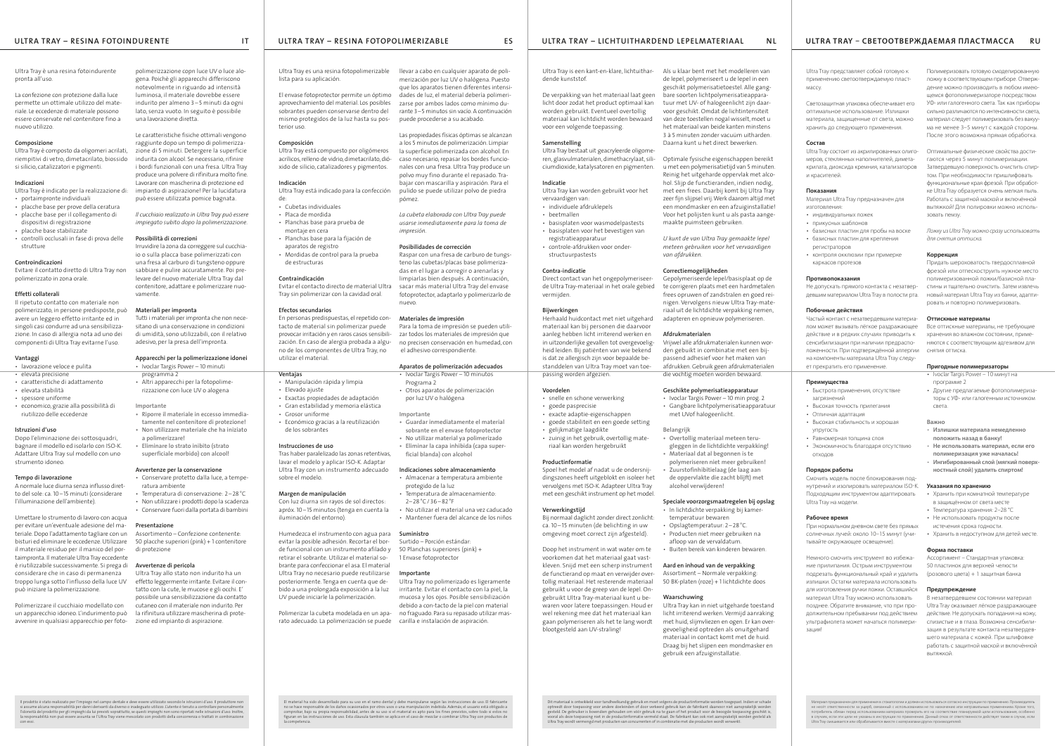# ULTRA TRAY – RESINA FOTOINDURENTE

IT

Ultra Tray è una resina fotoindurente pronta all'uso.

La confezione con protezione dalla luce permette un ottimale utilizzo del materiale. Le eccedenze di materiale possono essere conservate nel contenitore fino a nuovo utilizzo.

## Composizione

Ultra Tray è composto da oligomeri acrilati, riempitivi di vetro, dimetacrilato, biossido si silicio, catalizzatori e pigmenti.

## Indicazioni

Ultra Tray è indicato per la realizzazione di:
- portaimpronte individuali
- placche base per prove della ceratura
- placche base per il collegamento di dispositivi di registrazione
- placche base stabilizzate
- controlli occlusali in fase di prova delle strutture

## Controindicazioni

Evitare il contatto diretto di Ultra Tray non polimerizzato in zona orale.

## Effetti collaterali

Il ripetuto contatto con materiale non polimerizzato, in persone predisposte, può avere un leggero effetto irritante ed in singoli casi condurre ad una sensibilizzazione. In caso di allergia nota ad uno dei componenti di Ultra Tray evitarne l'uso.

## Vantaggi

- lavorazione veloce e pulita
- elevata precisione
- caratteristiche di adattamento
- elevata stabilità
- spessore uniforme
- economico, grazie alla possibilità di riutilizzo delle eccedenze

## Istruzioni d'uso

Dopo l'eliminazione dei sottosquadri, bagnare il modello ed isolarlo con ISO-K. Adattare Ultra Tray sul modello con uno strumento idoneo.

## Tempo di lavorazione

A normale luce diurna senza influsso diretto del sole: ca. 10 – 15 minuti (considerare l'illuminazione dell'ambiente).

Umettare lo strumento di lavoro con acqua per evitare un'eventuale adesione del materiale. Dopo l'adattamento tagliare con un bisturi ed eliminare le eccedenze. Utilizzare il materiale residuo per il manico del portaimpronta. Il materiale Ultra Tray eccedente è riutilizzabile successivamente. Si prega di considerare che in caso di permanenza troppo lunga sotto l'influsso della luce UV può iniziare la polimerizzazione.

Polimerizzare il cucchiaio modellato con un apparecchio idoneo. L'indurimento può avvenire in qualsiasi apparecchio per fotopolimerizzazione copn luce UV o luce alogena. Poiché gli apparecchi differiscono notevolmente in riguardo ad intensità luminosa, il materiale dovrebbe essere indurito per almeno 3 – 5 minuti da ogni lato, senza vuoto. In seguito è possibile una lavorazione diretta.

Le caratteristiche fisiche ottimali vengono raggiunte dopo un tempo di polimerizzazione di 5 minuti. Detergere la superficie indurita con alcool. Se necessario, rifinire i bordi funzionali con una fresa. Ultra Tray produce una polvere di rifinitura molto fine. Lavorare con mascherina di protezione ed impianto di aspirazione! Per la lucidatura può essere utilizzata pomice bagnata.

*Il cucchiaio realizzato in Ultra Tray può essere impiegato subito dopo la polimerizzazione.*

## Possibilità di correzioni

Irruvidire la zona da correggere sul cucchiaio o sulla placca base polimerizzati con una fresa al carburo di tungsteno oppure sabbiare e pulire accuratamente. Poi prelevare del nuovo materiale Ultra Tray dal contenitore, adattare e polimerizzare nuovamente.

## Materiali per impronta

Tutti i materiali per impronta che non necesitano di una conservazione in condizioni di umidità, sono utilizzabili, con il relativo adesivo, per la presa dell'impronta.

## Apparecchi per la polimerizzazione idonei

- Ivoclar Targis Power – 10 minuti programma 2
- Altri apparecchi per la fotopolimerizzazione con luce UV o alogena

Importante
- Riporre il materiale in eccesso immediatamente nel contenitore di protezione!
- Non utilizzare materiale che ha iniziato a polimerizzare!
- Eliminare lo strato inibito (strato superficiale morbido) con alcool!

## Avvertenze per la conservazione

- Conservare protetto dalla luce, a temperatura ambiente
- Temperatura di conservazione: 2 – 28 °C
- Non utilizzare i prodotti dopo la scadenza
- Conservare fuori dalla portata di bambini

## Presentazione

Assortimento – Confezione contenente: 50 placche superiori (pink) + 1 contenitore di protezione

## Avvertenze di pericola

Ultra Tray allo stato non indurito ha un effetto leggermente irritante. Evitare il contatto con la cute, le mucose e gli occhi. E' possibile una sensibilizzazione da contatto cutaneo con il materiale non indurito. Per la rifinitura utilizzare mascherina di protezione ed impianto di aspirazione.

Il prodotto è stato realizzato per l'impiego nel campo dentale e deve essere utilizzato secondo le istruzioni d'uso. Il produttore non si assume alcuna responsabilità per danni derivanti da diverso o inadeguato utilizzo. L'utente è tenuto a controllare personalmente l'idoneità del prodotto per gli impieghi da lui previsti soprattutto, se questi impieghi non sono riportati nelle istruzioni d'uso. Inoltre, la responsabilità non può essere assunta se l'Ultra Tray viene mescolato con prodotti della concorrenza o trattati in combinazione con essi.

# ULTRA TRAY – RESINA FOTOPOLIMERIZABLE

ES

Ultra Tray es una resina fotopolimerizable lista para su aplicación.

El envase fotoprotector permite un óptimo aprovechamiento del material. Los posibles sobrantes pueden conservarse dentro del mismo protegidos de la luz hasta su posterior uso.

## Composición

Ultra Tray está compuesto por oligómeros acrílicos, relleno de vidrio, dimetacrilato, dióxido de silicio, catalizadores y pigmentos.

## Indicación

Ultra Tray está indicado para la confección de:
- Cubetas individuales
- Placa de mordida
- Planchas base para prueba de montaje en cera
- Planchas base para la fijación de aparatos de registro
- Mordidas de control para la prueba de estructuras

## Contraindicación

Evitar el contacto directo de material Ultra Tray sin polimerizar con la cavidad oral.

## Efectos secundarios

En personas predispuestas, el repetido contacto de material sin polimerizar puede provocar irritación y en raros casos sensibilización. En caso de alergia probada a alguno de los componentes de Ultra Tray, no utilizar el material.

## Ventajas

- Manipulación rápida y limpia
- Elevado ajuste
- Exactas propiedades de adaptación
- Gran estabilidad y memoria elástica
- Grosor uniforme
- Económico gracias a la reutilización de los sobrantes

## Instrucciones de uso

Tras haber paralelizado las zonas retentivas, lavar el modelo y aplicar ISO-K. Adaptar Ultra Tray con un instrumento adecuado sobre el modelo.

## Margen de manipulación

Con luz diurna sin rayos de sol directos: aprox. 10 – 15 minutos (tenga en cuenta la iluminación del entorno).

Humedezca el instrumento con agua para evitar la posible adhesión. Recortar el borde funcional con un instrumento afilado y retirar el sobrante. Utilizar el material sobrante para confeccionar el asa. El material Ultra Tray no necesario puede reutilizarse posteriormente. Tenga en cuenta que debido a una prolongada exposición a la luz UV puede iniciarle la polimerización.

Polimerizar la cubeta modelada en un aparato adecuado. La polimerización se puede llevar a cabo en cualquier aparato de polimerización por luz UV o halógena. Puesto que los aparatos tienen diferentes intensidades de luz, el material debería polimerizarse por ambos lados como mínimo durante 3 – 5 minutos sin vacío. A continuación puede procederse a su acabado.

Las propiedades físicas óptimas se alcanzan a los 5 minutos de polimerización. Limpiar la superficie polimerizada con alcohol. En caso necesario, repasar los bordes funcionales con una fresa. Ultra Tray produce un polvo muy fino durante el repasado. Trabajar con mascarilla y aspiración. Para el pulido se puede utilizar polvo de piedra pómez.

*La cubeta elaborada con Ultra Tray puede usarse inmediatamente para la toma de impresión.*

## Posibilidades de corrección

Raspar con una fresa de carburo de tungsteno las cubetas/placas base polimerizadas en el lugar a corregir o arenarlas y limpiarlas bien después. A continuación, sacar más material Ultra Tray del envase fotoprotector, adaptarlo y polimerizarlo de nuevo.

## Materiales de impresión

Para la toma de impresión se pueden utilizar todos los materiales de impresión que no precisen conservación en humedad, con el adhesivo correspondiente.

## Aparatos de polimerización adecuados

- Ivoclar Targis Power – 10 minutos Programa 2
- Otros aparatos de polimerización por luz UV o halógena

Importante
- Guardar inmediatamente el material sobrante en el envase fotoprotector
- No utilizar material ya polimerizado
- Eliminar la capa inhibida (capa superficial blanda) con alcohol

## Indicaciones sobre almacenamiento

- Almacenar a temperatura ambiente protegido de la luz
- Temperatura de almacenamiento: 2 – 28 °C / 36 – 82 °F
- No utilizar el material una vez caducado
- Mantener fuera del alcance de los niños

## Suministro

Surtido – Porción estándar: 50 Planchas superiores (pink) + 1 Envase fotoprotector

## Importante

Ultra Tray no polimerizado es ligeramente irritante. Evitar el contacto con la piel, la mucosa y los ojos. Posible sensibilización debido a con-tacto de la piel con material no fraguado. Para su repasado utilizar mascarilla e instalación de aspiración.

El material ha sido desarrollado para su uso en el ramo dental y debe manipularse según las instrucciones de uso. El fabricante no se hace responsable de los daños ocasionados por otros usos o una manipulación indebida. Además, el usuario está obligado a comprobar, bajo su propia responsabilidad, antes de su uso si el material es apto para los fines previstos, sobre todo si estos no figuran en las instrucciones de uso. Esta cláusula también se aplica en el caso de mezclar o combinar Ultra Tray con productos de la competencia.

# ULTRA TRAY – LICHTUITHARDEND LEPELMATERIAAL

NL

Ultra Tray is een kant-en-klare, lichtuithardende kunststof.

De verpakking van het materiaal laat geen licht door zodat het product optimaal kan worden gebruikt. Eventueel overtollig materiaal kan lichtdicht worden bewaard voor een volgende toepassing.

## Samenstelling

Ultra Tray bestaat uit geacryleerde oligomeren, glasvulmaterialen, dimethacrylaat, siliciumdioxide, katalysatoren en pigmenten.

## Indicatie

Ultra Tray kan worden gebruikt voor het vervaardigen van:
- individuele afdruklepels
- beetmallen
- basisplaten voor wasmodelpastests
- basisplaten voor het bevestigen van registratieapparatuur
- controle-afdrukken voor onderstructuurpastests

## Contra-indicatie

Direct contact van het ongepolymeriseerde Ultra Tray-materiaal in het orale gebied vermijden.

## Bijwerkingen

Herhaald huidcontact met niet uitgehard materiaal kan bij personen die daarvoor aanleg hebben licht irriterend werken en in uitzonderlijke gevallen tot overgevoeligheid leiden. Bij patiënten van wie bekend is dat ze allergisch zijn voor bepaalde bestanddelen van Ultra Tray moet van toepassing worden afgezien.

## Voordelen

- snelle en schone verwerking
- goede pasprecisie
- exacte adaptie-eigenschappen
- goede stabiliteit en een goede setting
- gelijkmatige laagdikte
- zuinig in het gebruik, overtollig materiaal kan worden hergebruikt

## Productinformatie

Spoel het model af nadat u de ondersnijdingszones heeft uitgeblokt en isoleer het vervolgens met ISO-K. Adapteer Ultra Tray met een geschikt instrument op het model.

## Verwerkingstijd

Bij normaal daglicht zonder direct zonlicht: ca. 10 – 15 minuten (de belichting in uw omgeving moet correct zijn afgesteld).

Doop het instrument in wat water om te voorkomen dat het materiaal gaat vastkleven. Snijd met een scherp instrument de functierand op maat en verwijder overtollig materiaal. Het resterende materiaal gebruikt u voor de greep van de lepel. Ongebruikt Ultra Tray-materiaal kunt u bewaren voor latere toepassingen. Houd er wel rekening mee dat het materiaal kan gaan polymeriseren als het te lang wordt blootgesteld aan UV-straling!

Als u klaar bent met het modelleren van de lepel, polymeriseert u de lepel in een geschikt polymerisatietoestel. Alle gangbare soorten lichtpolymerisatieapparatuur met UV- of halogeenlicht zijn daarvoor geschikt. Omdat de lichtintensiteit van deze toestellen nogal wisselt, moet u het materiaal van beide kanten minstens 3 à 5 minuten zonder vacuüm uitharden. Daarna kunt u het direct bewerken.

Optimale fysische eigenschappen bereikt u met een polymerisatietijd van 5 minuten. Reinig het uitgeharde oppervlak met alcohol. Slijp de functieranden, indien nodig, met een frees. Daarbij komt bij Ultra Tray zeer fijn slijpsel vrij. Werk daarom altijd met een mondmasker en een afzuiginstallatie! Voor het polijsten kunt u als pasta aangemaakte puimsteen gebruiken.

*U kunt een van Ultra Tray gemaakte lepel meteen gebruiken voor het vervaardigen van afdrukken.*

## Correctiemogelijkheden

Gepolymeriseerde lepel/basisplaat op de te corrigeren plaats met een hardmetalen frees opruwen of zandstralen en goed reinigen. Vervolgens nieuw Ultra Tray-materiaal uit de lichtdichte verpakking nemen, adapteren en opnieuw polymeriseren.

## Afdrukmaterialen

Vrijwel alle afdrukmaterialen kunnen worden gebuikt in combinatie met een bijpassend adhesief voor het maken van afdrukken. Gebruik geen afdrukmaterialen die vochtig moeten worden bewaard.

## Geschikte polymerisatieapparatuur

- Ivoclar Targis Power – 10 min prog. 2
- Gangbare lichtpolymerisatieapparatuur met UVof halogeenlicht.

Belangrijk
- Overtollig materiaal meteen teruggleggen in de lichtdichte verpakking!
- Materiaal dat al begonnen is te polymeriseren niet meer gebruiken!
- Zuurstofinhibitielaag (de laag aan de oppervlakte die zacht blijft) met alcohol verwijderen!

## Speciale voorzorgsmaatregelen bij opslag

- In lichtdichte verpakking bij kamertemperatuur bewaren
- Opslagtemperatuur: 2 – 28 °C.
- Producten niet meer gebruiken na afloop van de vervaldatum.
- Buiten bereik van kinderen bewaren.

## Aard en inhoud van de verpakking

Assortment – Normale verpakking: 50 BK-platen (roze) + 1 lichtdichte doos

## Waarschuwing

Ultra Tray kan in niet uitgeharde toestand licht irriterend werken. Vermijd aanraking met huid, slijmvliezen en ogen. Er kan overgevoeligheid optreden als onuitgehard materiaal in contact komt met de huid. Draag bij het slijpen een mondmasker en gebruik een afzuiginstallatie.

Dit materiaal is ontwikkeld voor tandheelkundig gebruik en moet volgens de productinformatie worden toegepast. Indien er schade optreedt door toepassing voor andere doeleinden of door verkeerd gebruik kan de fabrikant daarvoor niet aansprakelijk worden gesteld. De gebruiker is bovendien gehouden om vóór gebruik na te gaan of het product voor de beoogde toepassing geschikt is, vooral als deze toepassing niet in de productinformatie vermeld staat. De fabrikant kan ook niet aansprakelijk worden gesteld als Ultra Tray wordt vermengd met producten van concurrenten of in combinatie met die producten wordt verwerkt.

# ULTRA TRAY – СВЕТООТВЕРЖДАЕМАЯ ПЛАСТМАССА

RU

Ultra Tray представляет собой готовую к применению светоотверждаемую пластмассу.

Светозащитная упаковка обеспечивает его оптимальное использование. Излишки материала, защищенные от света, можно хранить до следующего применения.

## Состав

Ultra Tray состоит из акрилированных олигомеров, стеклянных наполнителей, диметакрилата, диоксида кремния, катализаторов и красителей.

## Показания

Материал Ultra Tray предназначен для изготовления:
- индивидуальных ложек
- прикусных шаблонов
- базисных пластин для пробы на воске
- базисных пластин для крепления регистраторов
- контроля окклюзии при примерке каркасов протезов

## Противопоказания

Не допускать прямого контакта с незатвердевшим материалом Ultra Tray в полости рта.

## Побочные действия

Частый контакт с незатвердевшим материалом может вызывать лёгкое раздражающее действие и в редких случаях приводить к сенсибилизации при наличии предрасположенности. При подтверждённой аллергии на компоненты материала Ultra Tray следует прекратить его применение.

## Преимущества

- Быстрота применения, отсутствие загрязнений
- Высокая точность прилегания
- Отличная адаптация
- Высокая стабильность и хорошая упругость
- Равномерная толщина слоя
- Экономичность благодаря отсутствию отходов

## Порядок работы

Смочить модель после блокирования поднутрений и изолировать материалом ISO-K. Подходящим инструментом адаптировать Ultra Tray на модели.

## Рабочее время

При нормальном дневном свете без прямых солнечных лучей: около 10 – 15 минут (учитывайте окружающее освещение).

Немного смочить инструмент во избежание прилипания. Острым инструментом подрезать функциональный край и удалить излишки. Остатки материала использовать для изготовления ручки ложки. Оставшийся материал Ultra Tray можно использовать позднее. Обратите внимание, что при продолжительном пребывании под действием ультрафиолета может начаться полимеризация!

Полимеризовать готовую смоделированную ложку в соответствующем приборе. Отверждение можно производить в любом имеющемся фотополимеризаторе посредством УФ- или галогенного света. Так как приборы сильно различаются по интенсивности света, материал следует полимеризовать без вакуума не менее 3 – 5 минут с каждой стороны. После этого возможна прямая обработка.

Оптимальные физические свойства достигаются через 5 минут полимеризации. Затвердевшую поверхность очистить спиртом. При необходимости пришлифовать функциональные края фрезой. При обработке Ultra Tray образуется очень мелкая пыль. Работать с защитной маской и включённой вытяжкой! Для полировки можно использовать пемзу.

*Ложку из Ultra Tray можно сразу использовать для снятия оттиска.*

## Коррекция

Придать шероховатость твердосплавной фрезой или отпескоструить нужное место полимеризованной ложки/базисной пластины и тщательно очистить. Затем извлечь новый материал Ultra Tray из банки, адаптировать и повторно полимеризовать.

## Оттискные материалы

Все оттискные материалы, не требующие хранения во влажном состоянии, применяются с соответствующим адгезивом для снятия оттиска.

## Пригодные полимеризаторы

- Ivoclar Targis Power – 10 минут на программе 2
- Другие предлагаемые фотополимеризаторы с УФ- или галогенным источником света.

## Важно

- **Излишки материала немедленно положить назад в банку!**
- **Не использовать материал, если его полимеризация уже началась!**
- **Ингибированный слой (мягкий поверхностный слой) удалить спиртом!**

## Указания по хранению

- Хранить при комнатной температуре в защищенном от света месте
- Температура хранения: 2 – 28 °C
- Не использовать продукты после истечения срока годности.
- Хранить в недоступном для детей месте.

## Форма поставки

Ассортимент – Стандартная упаковка: 50 пластинок для верхней челюсти (розового цвета) + 1 защитная банка

## Предупреждение

В незатвердевшем состоянии материал Ultra Tray оказывает лёгкое раздражающее действие. Не допускать попадания на кожу, слизистые и в глаза. Возможна сенсибилизация в результате контакта незатвердевшего материала с кожей. При шлифовке работать с защитной маской и включённой вытяжкой.

Материал предназначен для применения в стоматологии и должен использоваться согласно инструкции по применению. Производитель не несет ответственности за ущерб, связанный с использованием не по назначению или неправильным применением. Кроме того, потребитель обязан перед использованием материала проверить его на соответствие планируемой цели использования, особенно в случаях, если эти цели не указаны в инструкции по применению. Данный отказ от ответственности действует также в случае, если Ultra Tray смешивается или обрабатывается вместе с материалами других производителей.